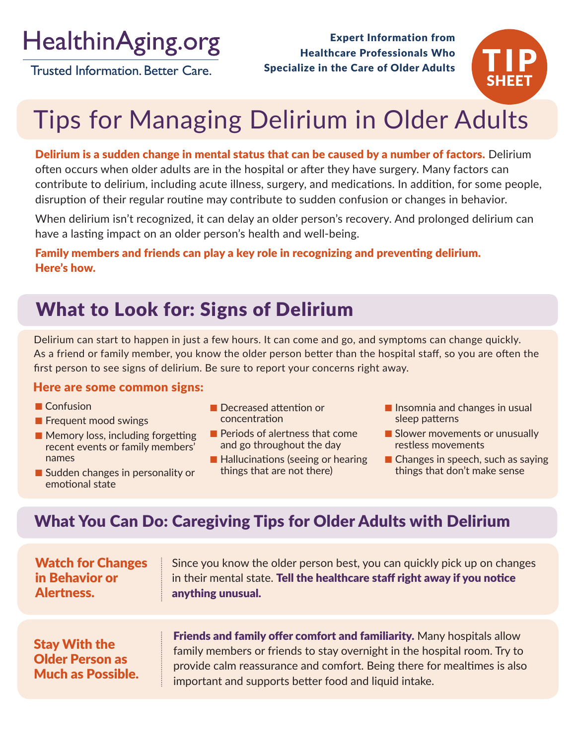HealthinAging.org

Trusted Information. Better Care.

**Expert Information from Healthcare Professionals Who Specialize in the Care of Older Adults**

**TIP SHEET**

# Tips for Managing Delirium in Older Adults

**Delirium is a sudden change in mental status that can be caused by a number of factors.** Delirium often occurs when older adults are in the hospital or after they have surgery. Many factors can contribute to delirium, including acute illness, surgery, and medications. In addition, for some people, disruption of their regular routine may contribute to sudden confusion or changes in behavior.

When delirium isn't recognized, it can delay an older person's recovery. And prolonged delirium can have a lasting impact on an older person's health and well-being.

**Family members and friends can play a key role in recognizing and preventing delirium. Here's how.**

## What to Look for: Signs of Delirium

Delirium can start to happen in just a few hours. It can come and go, and symptoms can change quickly. As a friend or family member, you know the older person better than the hospital staff, so you are often the first person to see signs of delirium. Be sure to report your concerns right away.

### Here are some common signs:

- Confusion
- Frequent mood swings
- Memory loss, including forgetting recent events or family members' names
- Sudden changes in personality or emotional state
- Decreased attention or concentration
- Periods of alertness that come and go throughout the day
- Hallucinations (seeing or hearing things that are not there)
- Insomnia and changes in usual sleep patterns
- Slower movements or unusually restless movements
- Changes in speech, such as saying things that don't make sense

## What You Can Do: Caregiving Tips for Older Adults with Delirium

### Watch for Changes in Behavior or Alertness.

Since you know the older person best, you can quickly pick up on changes in their mental state. **Tell the healthcare staff right away if you notice anything unusual.**

### Stay With the Older Person as Much as Possible.

**Friends and family offer comfort and familiarity.** Many hospitals allow family members or friends to stay overnight in the hospital room. Try to provide calm reassurance and comfort. Being there for mealtimes is also important and supports better food and liquid intake.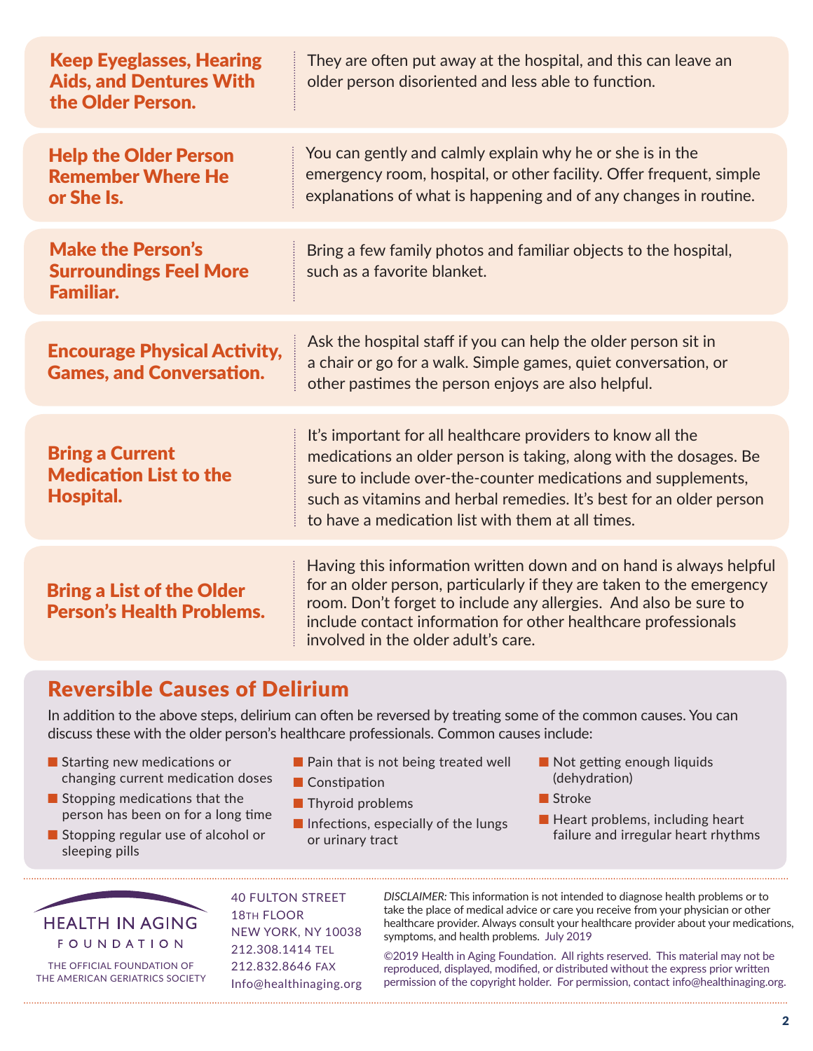**Keep Eyeglasses, Hearing Aids, and Dentures With the Older Person.**

They are often put away at the hospital, and this can leave an older person disoriented and less able to function.

**Help the Older Person Remember Where He or She Is.**

You can gently and calmly explain why he or she is in the emergency room, hospital, or other facility. Offer frequent, simple explanations of what is happening and of any changes in routine.

**Make the Person's Surroundings Feel More Familiar.**

Bring a few family photos and familiar objects to the hospital, such as a favorite blanket.

**Encourage Physical Activity, Games, and Conversation.**

Ask the hospital staff if you can help the older person sit in a chair or go for a walk. Simple games, quiet conversation, or other pastimes the person enjoys are also helpful.

**Bring a Current Medication List to the Hospital.**

It's important for all healthcare providers to know all the medications an older person is taking, along with the dosages. Be sure to include over-the-counter medications and supplements, such as vitamins and herbal remedies. It's best for an older person to have a medication list with them at all times.

**Bring a List of the Older Person's Health Problems.**

Having this information written down and on hand is always helpful for an older person, particularly if they are taken to the emergency room. Don't forget to include any allergies. And also be sure to include contact information for other healthcare professionals involved in the older adult's care.

## Reversible Causes of Delirium

In addition to the above steps, delirium can often be reversed by treating some of the common causes. You can discuss these with the older person's healthcare professionals. Common causes include:

- Starting new medications or changing current medication doses
- Stopping medications that the person has been on for a long time
- Stopping regular use of alcohol or sleeping pills
- Pain that is not being treated well
- Constipation
- Thyroid problems
- Infections, especially of the lungs or urinary tract
- Not getting enough liquids (dehydration)
- Stroke
- Heart problems, including heart failure and irregular heart rhythms

HEALTH IN AGING FOUNDATION

THE OFFICIAL FOUNDATION OF THE AMERICAN GERIATRICS SOCIETY

40 FULTON STREET
18TH FLOOR
NEW YORK, NY 10038
212.308.1414 TEL
212.832.8646 FAX
Info@healthinaging.org

*DISCLAIMER:* This information is not intended to diagnose health problems or to take the place of medical advice or care you receive from your physician or other healthcare provider. Always consult your healthcare provider about your medications, symptoms, and health problems. July 2019

©2019 Health in Aging Foundation. All rights reserved. This material may not be reproduced, displayed, modified, or distributed without the express prior written permission of the copyright holder. For permission, contact info@healthinaging.org.